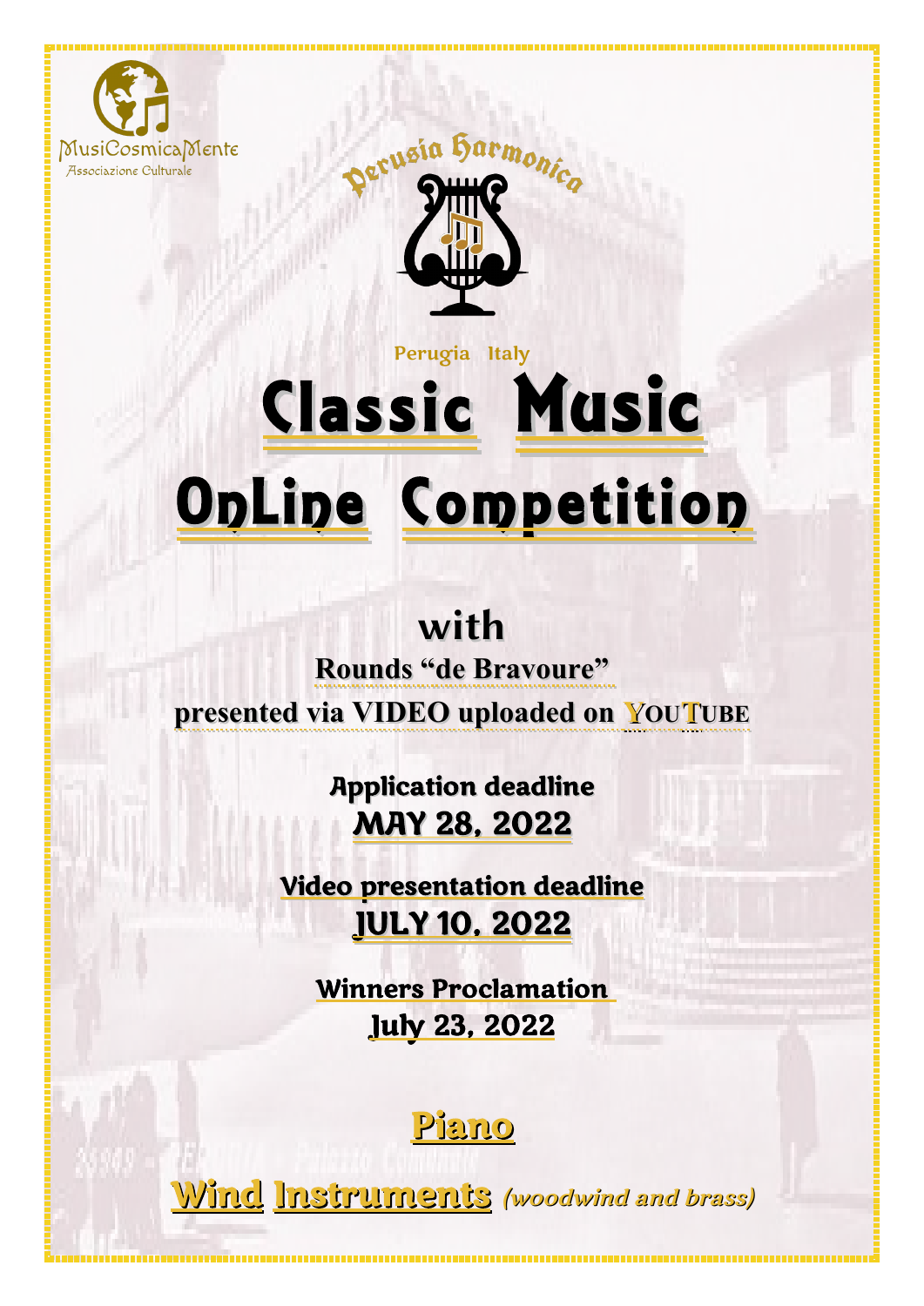MusiCosmicaMente
Associazione Culturale

Perusia Harmonica

Perugia Italy

# Classic Music OnLine Competition

## with

**Rounds "de Bravoure"**

**presented via VIDEO uploaded on YOUTUBE**

**Application deadline**
**MAY 28, 2022**

**Video presentation deadline**
**JULY 10, 2022**

**Winners Proclamation**
**July 23, 2022**

## Piano

## Wind Instruments *(woodwind and brass)*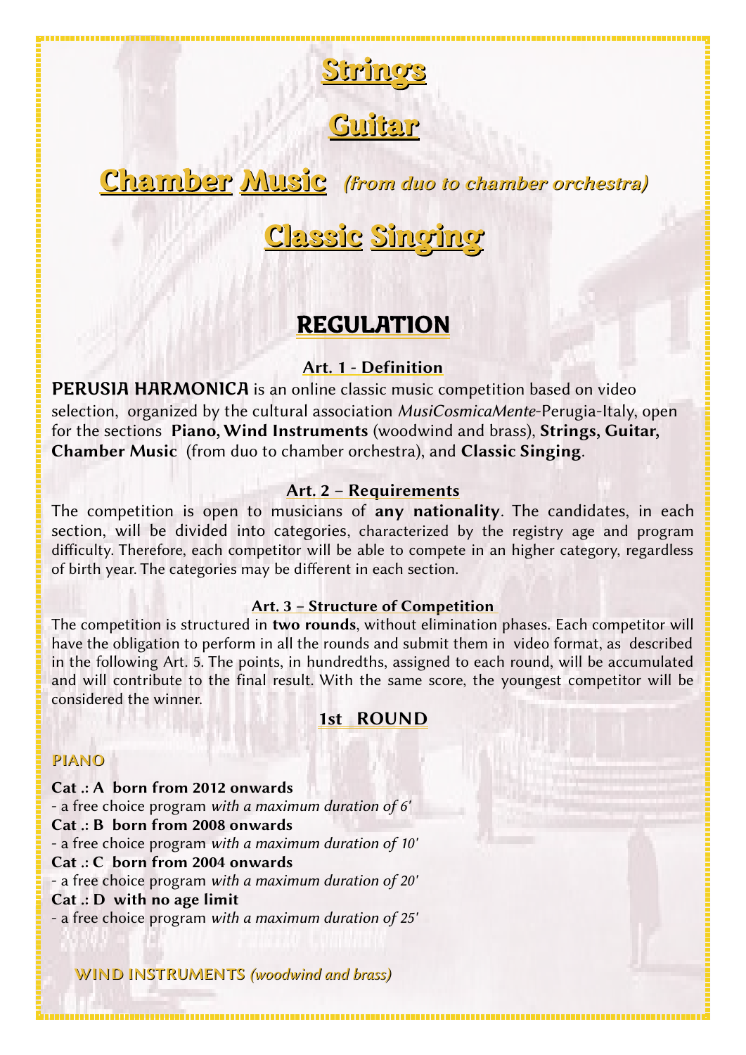# Strings

# Guitar

# Chamber Music *(from duo to chamber orchestra)*

# Classic Singing

## REGULATION

### Art. 1 - Definition

**PERUSIA HARMONICA** is an online classic music competition based on video selection, organized by the cultural association *MusiCosmicaMente*-Perugia-Italy, open for the sections **Piano, Wind Instruments** (woodwind and brass), **Strings, Guitar, Chamber Music** (from duo to chamber orchestra), and **Classic Singing**.

### Art. 2 – Requirements

The competition is open to musicians of **any nationality**. The candidates, in each section, will be divided into categories, characterized by the registry age and program difficulty. Therefore, each competitor will be able to compete in an higher category, regardless of birth year. The categories may be different in each section.

### Art. 3 – Structure of Competition

The competition is structured in **two rounds**, without elimination phases. Each competitor will have the obligation to perform in all the rounds and submit them in video format, as described in the following Art. 5. The points, in hundredths, assigned to each round, will be accumulated and will contribute to the final result. With the same score, the youngest competitor will be considered the winner.

### 1st ROUND

#### PIANO

**Cat .: A born from 2012 onwards**
- a free choice program *with a maximum duration of 6'*

**Cat .: B born from 2008 onwards**
- a free choice program *with a maximum duration of 10'*

**Cat .: C born from 2004 onwards**
- a free choice program *with a maximum duration of 20'*

**Cat .: D with no age limit**
- a free choice program *with a maximum duration of 25'*

#### WIND INSTRUMENTS *(woodwind and brass)*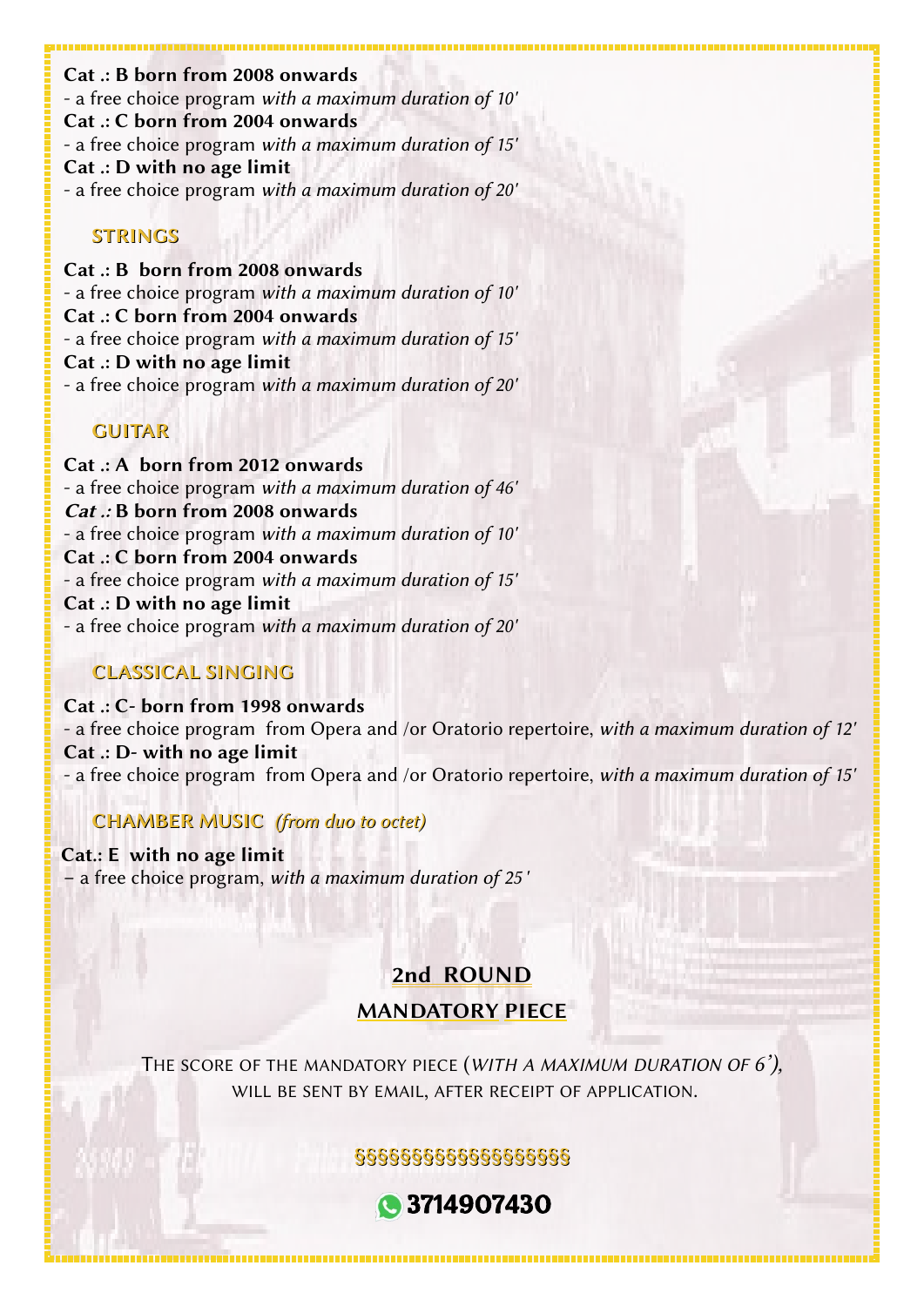**Cat .: B born from 2008 onwards**
- a free choice program *with a maximum duration of 10'*

**Cat .: C born from 2004 onwards**
- a free choice program *with a maximum duration of 15'*

**Cat .: D with no age limit**
- a free choice program *with a maximum duration of 20'*

## STRINGS

**Cat .: B born from 2008 onwards**
- a free choice program *with a maximum duration of 10'*

**Cat .: C born from 2004 onwards**
- a free choice program *with a maximum duration of 15'*

**Cat .: D with no age limit**
- a free choice program *with a maximum duration of 20'*

## GUITAR

**Cat .: A born from 2012 onwards**
- a free choice program *with a maximum duration of 46'*

***Cat .:* B born from 2008 onwards**
- a free choice program *with a maximum duration of 10'*

**Cat .: C born from 2004 onwards**
- a free choice program *with a maximum duration of 15'*

**Cat .: D with no age limit**
- a free choice program *with a maximum duration of 20'*

## CLASSICAL SINGING

**Cat .: C- born from 1998 onwards**
- a free choice program from Opera and /or Oratorio repertoire, *with a maximum duration of 12'*

**Cat .: D- with no age limit**
- a free choice program from Opera and /or Oratorio repertoire, *with a maximum duration of 15'*

## CHAMBER MUSIC *(from duo to octet)*

**Cat.: E with no age limit**
– a free choice program, *with a maximum duration of 25'*

## 2nd ROUND

## MANDATORY PIECE

THE SCORE OF THE MANDATORY PIECE (*WITH A MAXIMUM DURATION OF 6'*), WILL BE SENT BY EMAIL, AFTER RECEIPT OF APPLICATION.

§§§§§§§§§§§§§§§§§§§

3714907430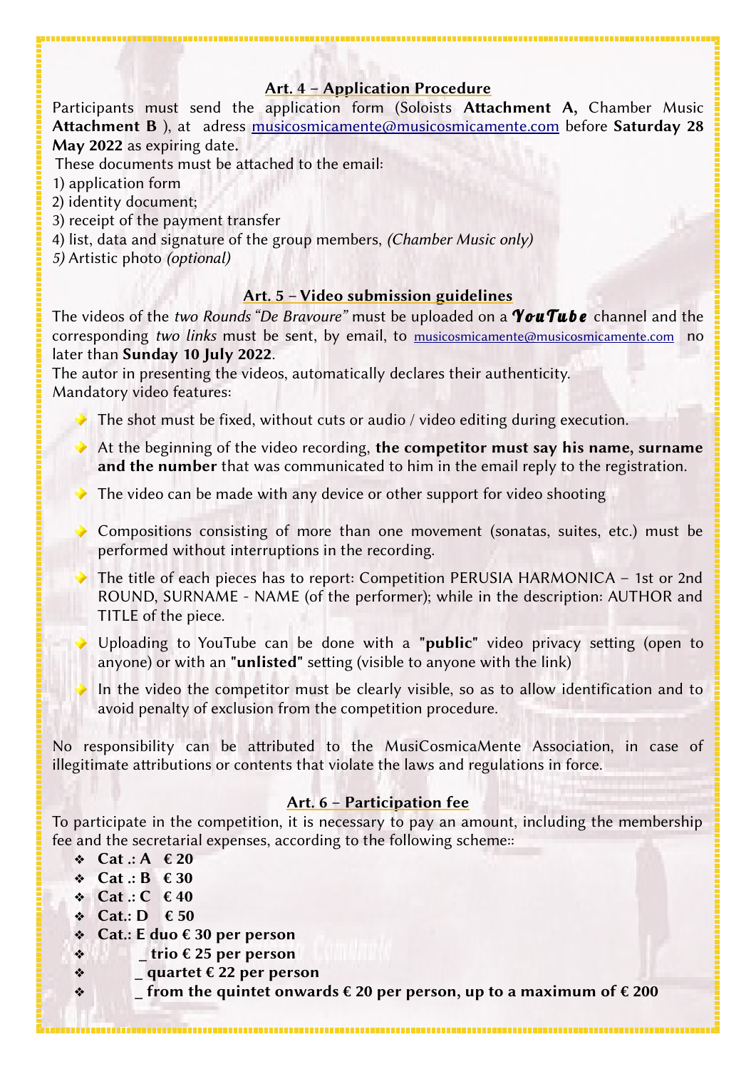## Art. 4 – Application Procedure

Participants must send the application form (Soloists **Attachment A,** Chamber Music **Attachment B** ), at adress musicosmicamente@musicosmicamente.com before **Saturday 28 May 2022** as expiring date**.**

These documents must be attached to the email:

1) application form
2) identity document;
3) receipt of the payment transfer
4) list, data and signature of the group members, *(Chamber Music only)*
*5)* Artistic photo *(optional)*

## Art. 5 – Video submission guidelines

The videos of the *two Rounds "De Bravoure"* must be uploaded on a ***YouTube*** channel and the corresponding *two links* must be sent, by email, to musicosmicamente@musicosmicamente.com no later than **Sunday 10 July 2022**.

The autor in presenting the videos, automatically declares their authenticity.

Mandatory video features:

- The shot must be fixed, without cuts or audio / video editing during execution.
- At the beginning of the video recording, **the competitor must say his name, surname and the number** that was communicated to him in the email reply to the registration.
- The video can be made with any device or other support for video shooting
- Compositions consisting of more than one movement (sonatas, suites, etc.) must be performed without interruptions in the recording.
- The title of each pieces has to report: Competition PERUSIA HARMONICA – 1st or 2nd ROUND, SURNAME - NAME (of the performer); while in the description: AUTHOR and TITLE of the piece.
- Uploading to YouTube can be done with a "**public**" video privacy setting (open to anyone) or with an "**unlisted**" setting (visible to anyone with the link)
- In the video the competitor must be clearly visible, so as to allow identification and to avoid penalty of exclusion from the competition procedure.

No responsibility can be attributed to the MusiCosmicaMente Association, in case of illegitimate attributions or contents that violate the laws and regulations in force.

## Art. 6 – Participation fee

To participate in the competition, it is necessary to pay an amount, including the membership fee and the secretarial expenses, according to the following scheme::

- **Cat .: A € 20**
- **Cat .: B € 30**
- **Cat .: C € 40**
- **Cat.: D € 50**
- **Cat.: E duo € 30 per person**
- **_ trio € 25 per person**
- **_ quartet € 22 per person**
- **_ from the quintet onwards € 20 per person, up to a maximum of € 200**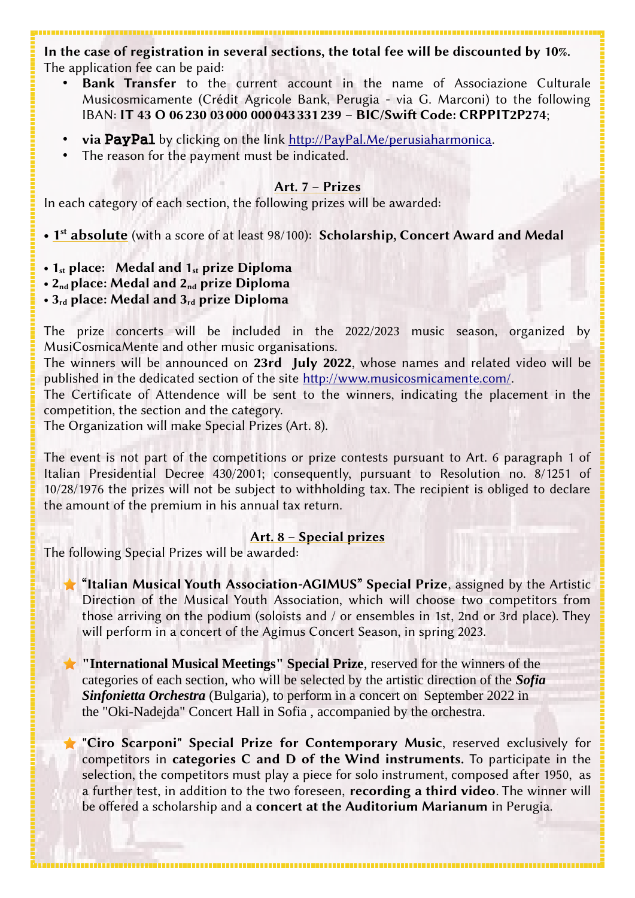**In the case of registration in several sections, the total fee will be discounted by 10%.**
The application fee can be paid:

- **Bank Transfer** to the current account in the name of Associazione Culturale Musicosmicamente (Crédit Agricole Bank, Perugia - via G. Marconi) to the following IBAN: **IT 43 O 06230 03000 000043331239 – BIC/Swift Code: CRPPIT2P274**;
- **via PayPal** by clicking on the link http://PayPal.Me/perusiaharmonica.
- The reason for the payment must be indicated.

## Art. 7 – Prizes

In each category of each section, the following prizes will be awarded:

- **1st absolute** (with a score of at least 98/100): **Scholarship, Concert Award and Medal**

- **1st place: Medal and 1st prize Diploma**
- **2nd place: Medal and 2nd prize Diploma**
- **3rd place: Medal and 3rd prize Diploma**

The prize concerts will be included in the 2022/2023 music season, organized by MusiCosmicaMente and other music organisations.
The winners will be announced on **23rd July 2022**, whose names and related video will be published in the dedicated section of the site http://www.musicosmicamente.com/.
The Certificate of Attendence will be sent to the winners, indicating the placement in the competition, the section and the category.
The Organization will make Special Prizes (Art. 8).

The event is not part of the competitions or prize contests pursuant to Art. 6 paragraph 1 of Italian Presidential Decree 430/2001; consequently, pursuant to Resolution no. 8/1251 of 10/28/1976 the prizes will not be subject to withholding tax. The recipient is obliged to declare the amount of the premium in his annual tax return.

## Art. 8 – Special prizes

The following Special Prizes will be awarded:

- **"Italian Musical Youth Association-AGIMUS" Special Prize**, assigned by the Artistic Direction of the Musical Youth Association, which will choose two competitors from those arriving on the podium (soloists and / or ensembles in 1st, 2nd or 3rd place). They will perform in a concert of the Agimus Concert Season, in spring 2023.

- **"International Musical Meetings" Special Prize**, reserved for the winners of the categories of each section, who will be selected by the artistic direction of the ***Sofia Sinfonietta Orchestra*** (Bulgaria), to perform in a concert on September 2022 in the "Oki-Nadejda" Concert Hall in Sofia , accompanied by the orchestra.

- **"Ciro Scarponi" Special Prize for Contemporary Music**, reserved exclusively for competitors in **categories C and D of the Wind instruments.** To participate in the selection, the competitors must play a piece for solo instrument, composed after 1950, as a further test, in addition to the two foreseen, **recording a third video**. The winner will be offered a scholarship and a **concert at the Auditorium Marianum** in Perugia.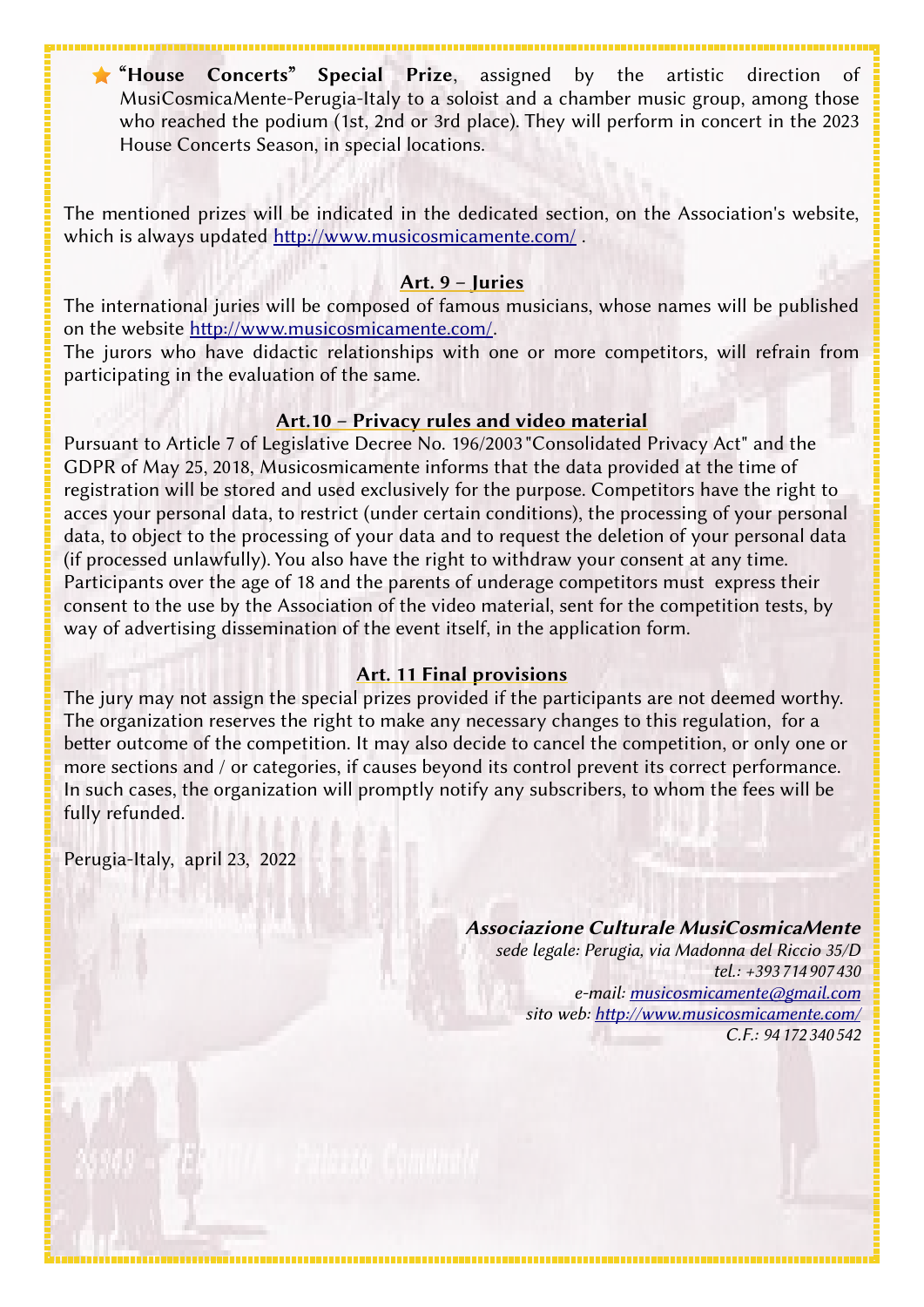- ⭐ **"House Concerts" Special Prize**, assigned by the artistic direction of MusiCosmicaMente-Perugia-Italy to a soloist and a chamber music group, among those who reached the podium (1st, 2nd or 3rd place). They will perform in concert in the 2023 House Concerts Season, in special locations.

The mentioned prizes will be indicated in the dedicated section, on the Association's website, which is always updated http://www.musicosmicamente.com/ .

## Art. 9 – Juries

The international juries will be composed of famous musicians, whose names will be published on the website http://www.musicosmicamente.com/.
The jurors who have didactic relationships with one or more competitors, will refrain from participating in the evaluation of the same.

## Art.10 – Privacy rules and video material

Pursuant to Article 7 of Legislative Decree No. 196/2003 "Consolidated Privacy Act" and the GDPR of May 25, 2018, Musicosmicamente informs that the data provided at the time of registration will be stored and used exclusively for the purpose. Competitors have the right to acces your personal data, to restrict (under certain conditions), the processing of your personal data, to object to the processing of your data and to request the deletion of your personal data (if processed unlawfully). You also have the right to withdraw your consent at any time.
Participants over the age of 18 and the parents of underage competitors must express their consent to the use by the Association of the video material, sent for the competition tests, by way of advertising dissemination of the event itself, in the application form.

## Art. 11 Final provisions

The jury may not assign the special prizes provided if the participants are not deemed worthy. The organization reserves the right to make any necessary changes to this regulation, for a better outcome of the competition. It may also decide to cancel the competition, or only one or more sections and / or categories, if causes beyond its control prevent its correct performance. In such cases, the organization will promptly notify any subscribers, to whom the fees will be fully refunded.

Perugia-Italy, april 23, 2022

***Associazione Culturale MusiCosmicaMente***
*sede legale: Perugia, via Madonna del Riccio 35/D*
*tel.: +393 714 907 430*
*e-mail: musicosmicamente@gmail.com*
*sito web: http://www.musicosmicamente.com/*
*C.F.: 94 172 340 542*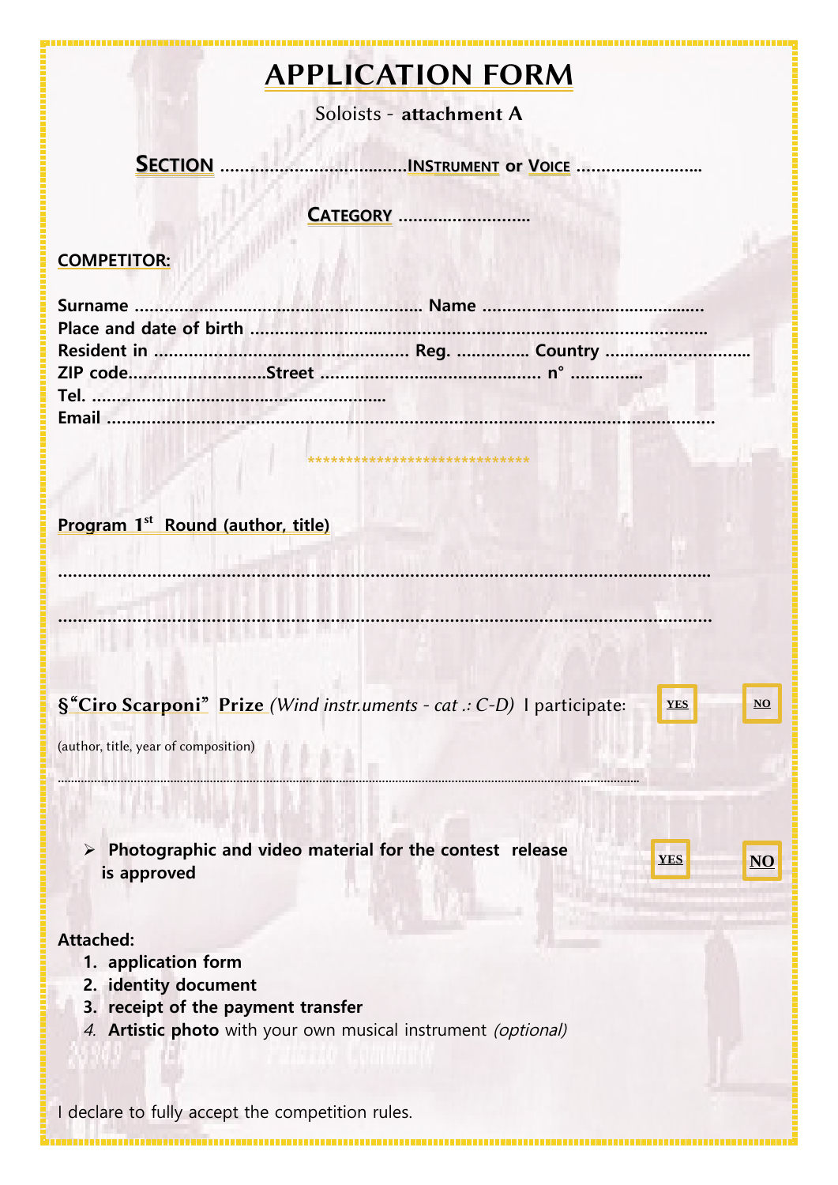# APPLICATION FORM

Soloists - **attachment A**

**SECTION** ....................................**INSTRUMENT or VOICE** ........................

**CATEGORY** .........................

**COMPETITOR:**

**Surname** ......................................................... **Name** ............................................
**Place and date of birth** .............................................................................................
**Resident in** ................................................... **Reg.** .............. **Country** ............................
**ZIP code**..........................**Street** ............................................ **n°** ..............
**Tel.** ...........................................................
**Email** ...........................................................................................................................

*****************************

**Program 1st Round (author, title)**

.....................................................................................................................................

.....................................................................................................................................

**§"Ciro Scarponi" Prize** *(Wind instr.uments - cat .: C-D)* I participate: YES NO

(author, title, year of composition)

.....................................................................................................................................

- **Photographic and video material for the contest release is approved** YES NO

**Attached:**

1. **application form**
2. **identity document**
3. **receipt of the payment transfer**
4. **Artistic photo** with your own musical instrument *(optional)*

I declare to fully accept the competition rules.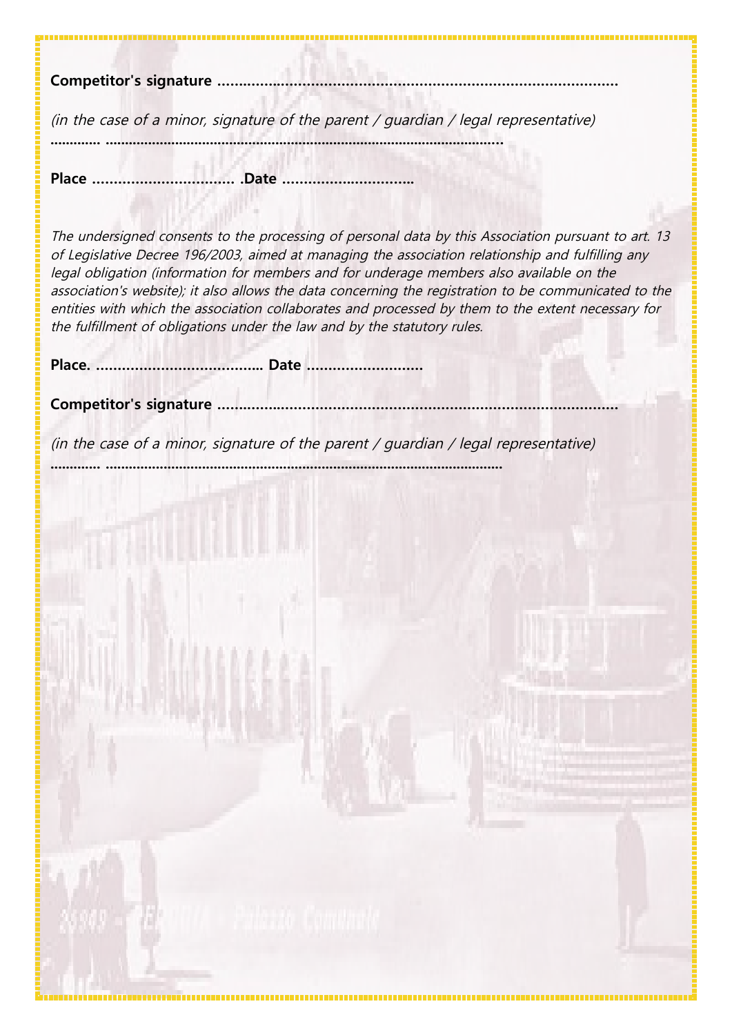**Competitor's signature ............................................................................................**

*(in the case of a minor, signature of the parent / guardian / legal representative)*

............ ....................................................................................................

**Place ................................ .Date ..............................**

*The undersigned consents to the processing of personal data by this Association pursuant to art. 13 of Legislative Decree 196/2003, aimed at managing the association relationship and fulfilling any legal obligation (information for members and for underage members also available on the association's website); it also allows the data concerning the registration to be communicated to the entities with which the association collaborates and processed by them to the extent necessary for the fulfillment of obligations under the law and by the statutory rules.*

**Place. ..................................... Date ..........................**

**Competitor's signature ............................................................................................**

*(in the case of a minor, signature of the parent / guardian / legal representative)*

............ ....................................................................................................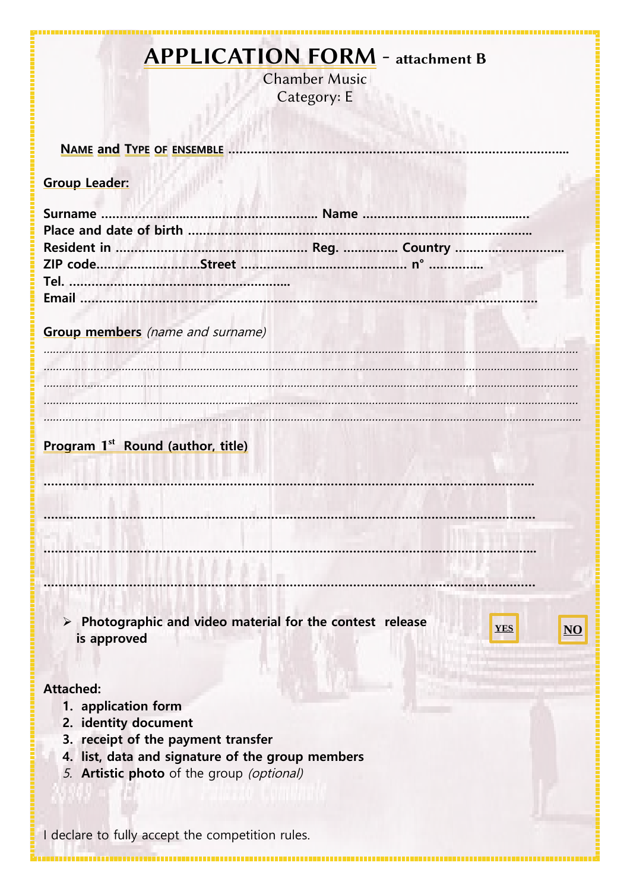# APPLICATION FORM - attachment B

Chamber Music
Category: E

**NAME and TYPE OF ENSEMBLE** ..........................................................................................

**Group Leader:**

**Surname** ........................................................ **Name** ............................................
**Place and date of birth** ..............................................................................................
**Resident in** .................................................. **Reg.** .............. **Country** ............................
**ZIP code**..........................**Street** ............................................ **n°** ..............
**Tel.** ..........................................................
**Email** ......................................................................................................................

**Group members** *(name and surname)*

.......................................................................................................................................
.......................................................................................................................................
.......................................................................................................................................
.......................................................................................................................................
.......................................................................................................................................

**Program 1st Round (author, title)**

.......................................................................................................................

.......................................................................................................................

.......................................................................................................................

.......................................................................................................................

- **Photographic and video material for the contest release is approved** — YES / NO

**Attached:**

1. **application form**
2. **identity document**
3. **receipt of the payment transfer**
4. **list, data and signature of the group members**
5. **Artistic photo** of the group *(optional)*

I declare to fully accept the competition rules.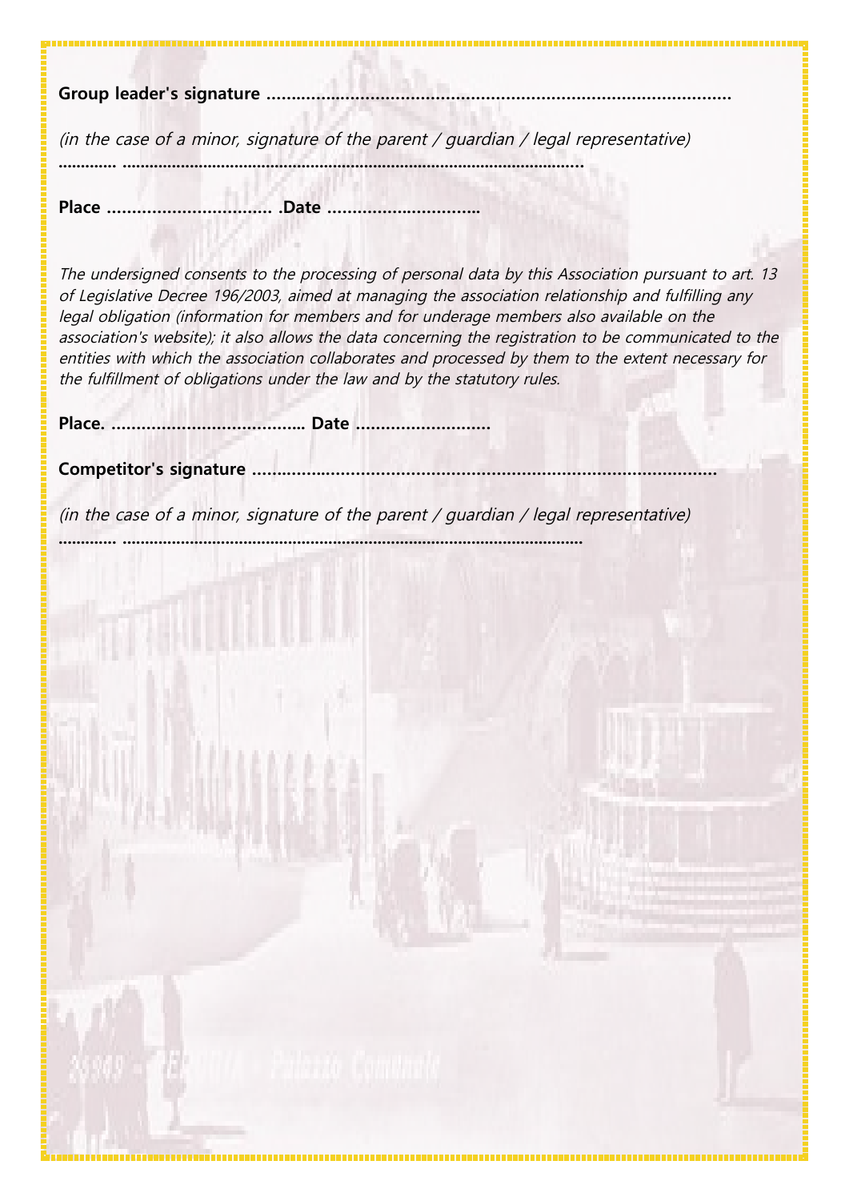**Group leader's signature ..........................................................................................**

*(in the case of a minor, signature of the parent / guardian / legal representative)*

............ ..................................................................................................

**Place ................................ .Date ..............................**

*The undersigned consents to the processing of personal data by this Association pursuant to art. 13 of Legislative Decree 196/2003, aimed at managing the association relationship and fulfilling any legal obligation (information for members and for underage members also available on the association's website); it also allows the data concerning the registration to be communicated to the entities with which the association collaborates and processed by them to the extent necessary for the fulfillment of obligations under the law and by the statutory rules.*

**Place. ..................................... Date ..........................**

**Competitor's signature ..........................................................................................**

*(in the case of a minor, signature of the parent / guardian / legal representative)*

............ ..................................................................................................